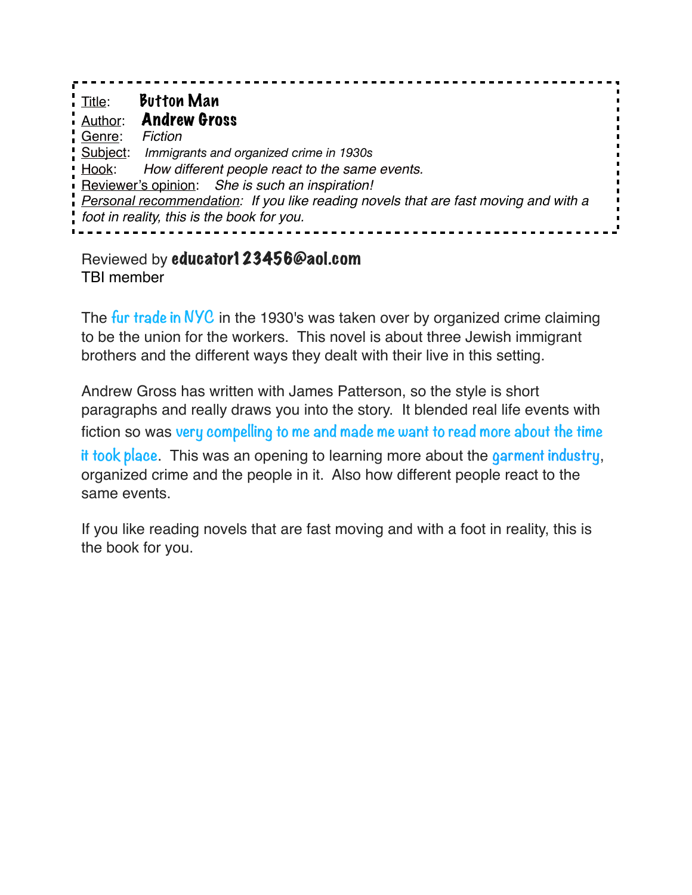Title: **Button Man**
Author: **Andrew Gross**
Genre: *Fiction*
Subject: *Immigrants and organized crime in 1930s*
Hook: *How different people react to the same events.*
Reviewer's opinion: *She is such an inspiration!*
*Personal recommendation: If you like reading novels that are fast moving and with a foot in reality, this is the book for you.*

Reviewed by **educator123456@aol.com**
TBI member

The fur trade in NYC in the 1930's was taken over by organized crime claiming to be the union for the workers. This novel is about three Jewish immigrant brothers and the different ways they dealt with their live in this setting.

Andrew Gross has written with James Patterson, so the style is short paragraphs and really draws you into the story. It blended real life events with fiction so was very compelling to me and made me want to read more about the time it took place. This was an opening to learning more about the garment industry, organized crime and the people in it. Also how different people react to the same events.

If you like reading novels that are fast moving and with a foot in reality, this is the book for you.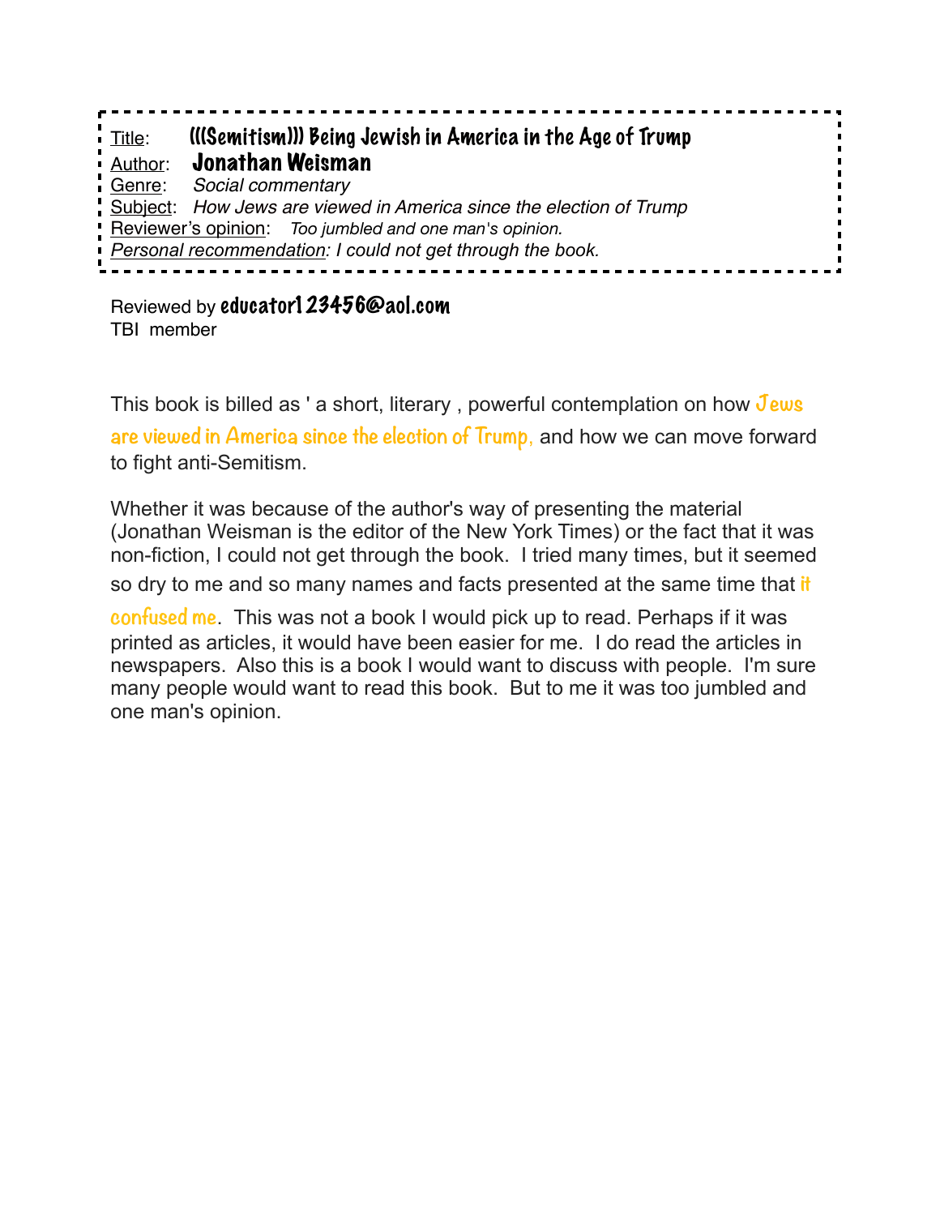Title: (((Semitism))) Being Jewish in America in the Age of Trump
Author: **Jonathan Weisman**
Genre: *Social commentary*
Subject: *How Jews are viewed in America since the election of Trump*
Reviewer's opinion: *Too jumbled and one man's opinion.*
*Personal recommendation: I could not get through the book.*

Reviewed by educator123456@aol.com
TBI member

This book is billed as ' a short, literary , powerful contemplation on how Jews are viewed in America since the election of Trump, and how we can move forward to fight anti-Semitism.

Whether it was because of the author's way of presenting the material (Jonathan Weisman is the editor of the New York Times) or the fact that it was non-fiction, I could not get through the book. I tried many times, but it seemed so dry to me and so many names and facts presented at the same time that it confused me. This was not a book I would pick up to read. Perhaps if it was printed as articles, it would have been easier for me. I do read the articles in newspapers. Also this is a book I would want to discuss with people. I'm sure many people would want to read this book. But to me it was too jumbled and one man's opinion.